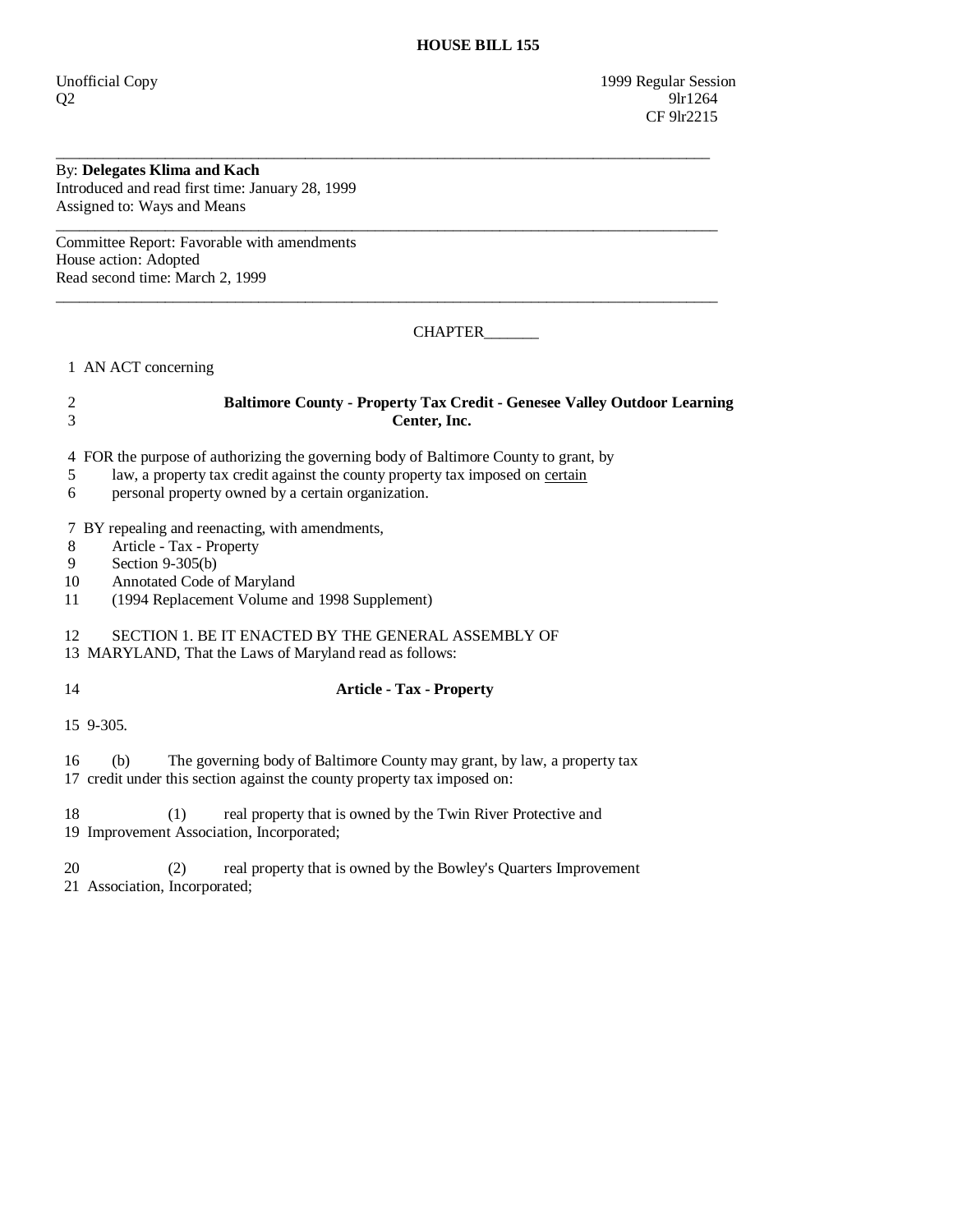# HOUSE BILL 155

Unofficial Copy 1999 Regular Session
Q2 9lr1264
CF 9lr2215

---

By: **Delegates Klima and Kach**
Introduced and read first time: January 28, 1999
Assigned to: Ways and Means

---

Committee Report: Favorable with amendments
House action: Adopted
Read second time: March 2, 1999

---

CHAPTER_______

1 AN ACT concerning

2 **Baltimore County - Property Tax Credit - Genesee Valley Outdoor Learning**
3 **Center, Inc.**

4 FOR the purpose of authorizing the governing body of Baltimore County to grant, by
5 law, a property tax credit against the county property tax imposed on <u>certain</u>
6 personal property owned by a certain organization.

7 BY repealing and reenacting, with amendments,
8 Article - Tax - Property
9 Section 9-305(b)
10 Annotated Code of Maryland
11 (1994 Replacement Volume and 1998 Supplement)

12 SECTION 1. BE IT ENACTED BY THE GENERAL ASSEMBLY OF
13 MARYLAND, That the Laws of Maryland read as follows:

14 **Article - Tax - Property**

15 9-305.

16 (b) The governing body of Baltimore County may grant, by law, a property tax
17 credit under this section against the county property tax imposed on:

18 (1) real property that is owned by the Twin River Protective and
19 Improvement Association, Incorporated;

20 (2) real property that is owned by the Bowley's Quarters Improvement
21 Association, Incorporated;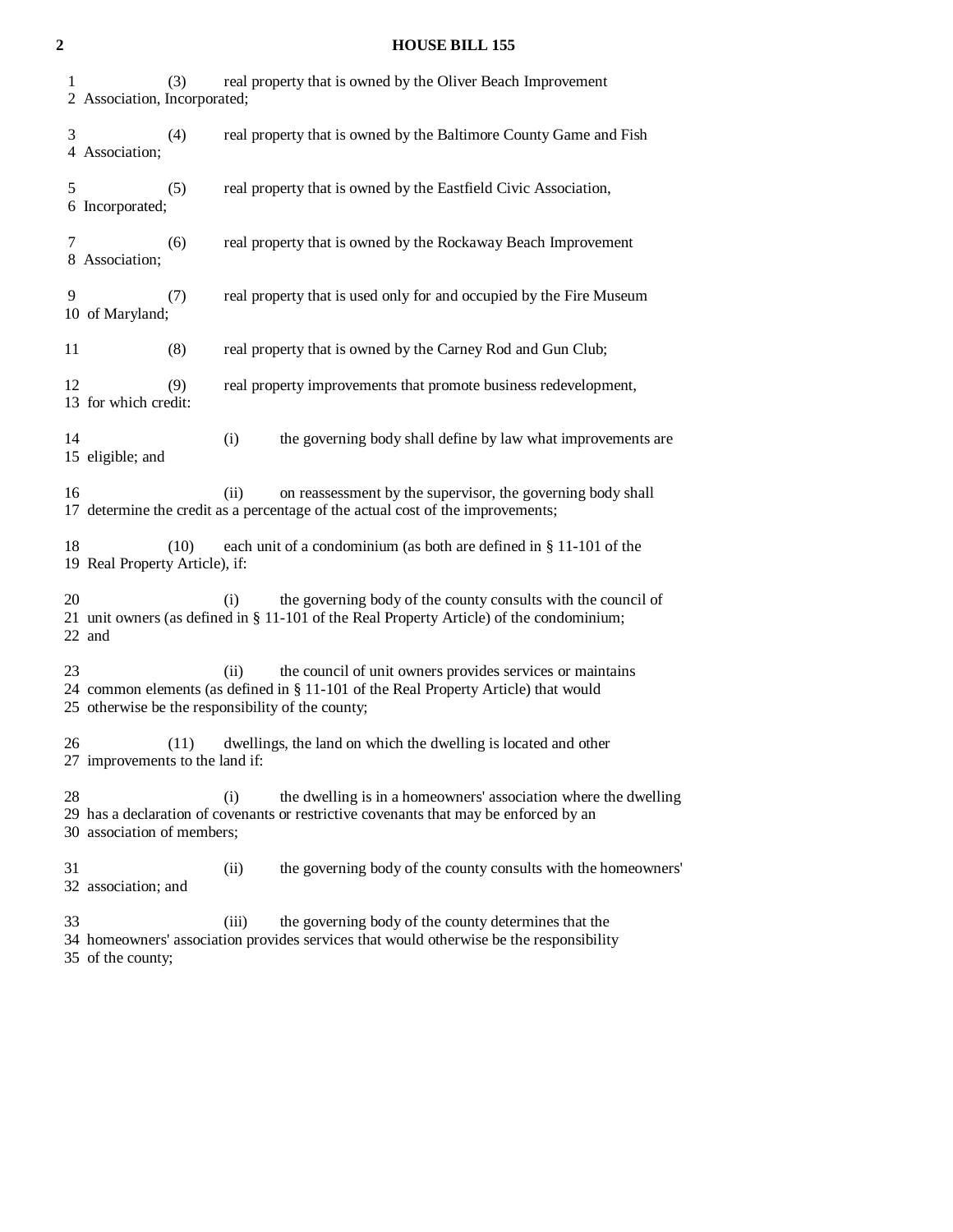(3) real property that is owned by the Oliver Beach Improvement Association, Incorporated;

(4) real property that is owned by the Baltimore County Game and Fish Association;

(5) real property that is owned by the Eastfield Civic Association, Incorporated;

(6) real property that is owned by the Rockaway Beach Improvement Association;

(7) real property that is used only for and occupied by the Fire Museum of Maryland;

(8) real property that is owned by the Carney Rod and Gun Club;

(9) real property improvements that promote business redevelopment, for which credit:

(i) the governing body shall define by law what improvements are eligible; and

(ii) on reassessment by the supervisor, the governing body shall determine the credit as a percentage of the actual cost of the improvements;

(10) each unit of a condominium (as both are defined in § 11-101 of the Real Property Article), if:

(i) the governing body of the county consults with the council of unit owners (as defined in § 11-101 of the Real Property Article) of the condominium; and

(ii) the council of unit owners provides services or maintains common elements (as defined in § 11-101 of the Real Property Article) that would otherwise be the responsibility of the county;

(11) dwellings, the land on which the dwelling is located and other improvements to the land if:

(i) the dwelling is in a homeowners' association where the dwelling has a declaration of covenants or restrictive covenants that may be enforced by an association of members;

(ii) the governing body of the county consults with the homeowners' association; and

(iii) the governing body of the county determines that the homeowners' association provides services that would otherwise be the responsibility of the county;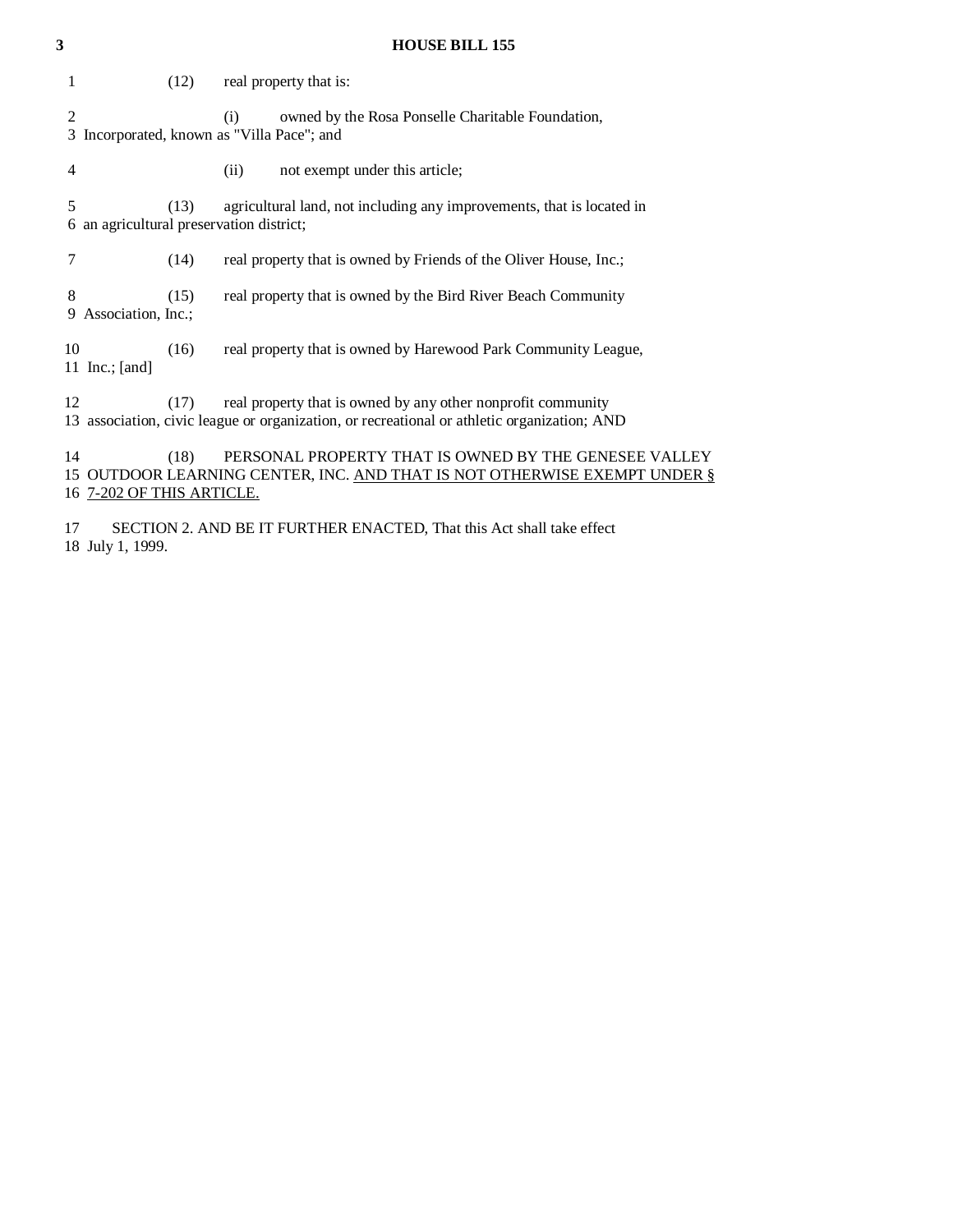(12) real property that is:

(i) owned by the Rosa Ponselle Charitable Foundation, Incorporated, known as "Villa Pace"; and

(ii) not exempt under this article;

(13) agricultural land, not including any improvements, that is located in an agricultural preservation district;

(14) real property that is owned by Friends of the Oliver House, Inc.;

(15) real property that is owned by the Bird River Beach Community Association, Inc.;

(16) real property that is owned by Harewood Park Community League, Inc.; [and]

(17) real property that is owned by any other nonprofit community association, civic league or organization, or recreational or athletic organization; AND

(18) PERSONAL PROPERTY THAT IS OWNED BY THE GENESEE VALLEY OUTDOOR LEARNING CENTER, INC. <u>AND THAT IS NOT OTHERWISE EXEMPT UNDER § 7-202 OF THIS ARTICLE.</u>

SECTION 2. AND BE IT FURTHER ENACTED, That this Act shall take effect July 1, 1999.